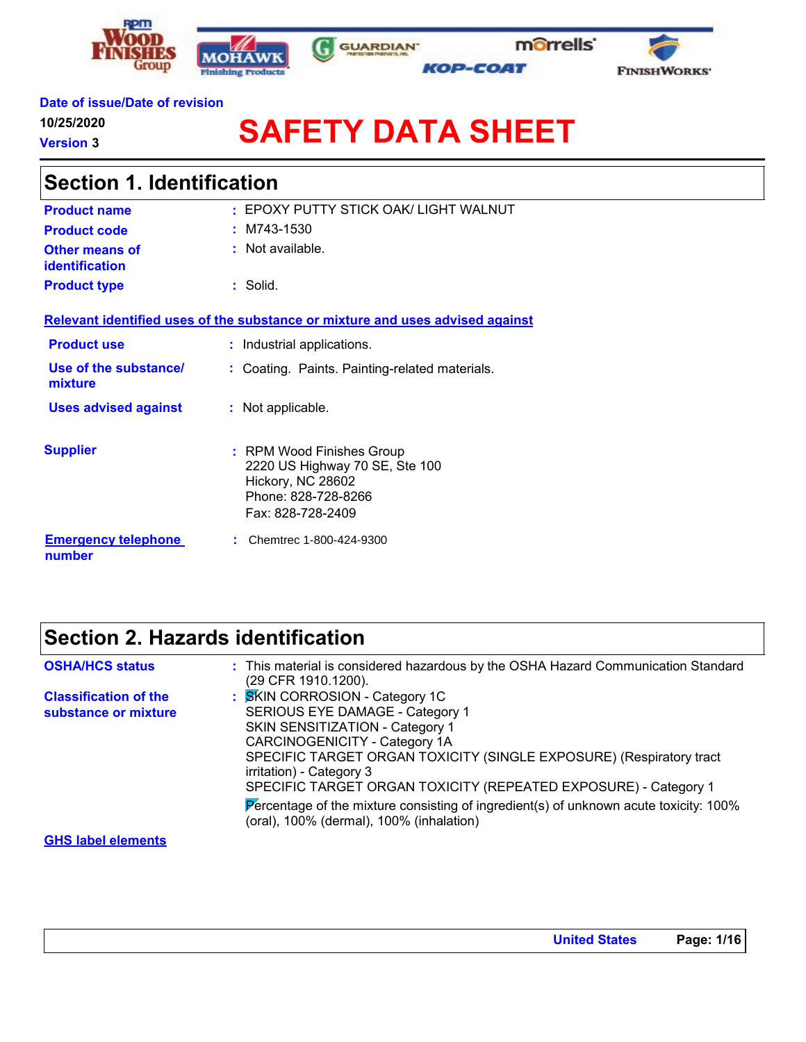**Date of issue/Date of revision**
**10/25/2020**
**Version 3**

# SAFETY DATA SHEET

## Section 1. Identification

| | |
|---|---|
| **Product name** | : EPOXY PUTTY STICK OAK/ LIGHT WALNUT |
| **Product code** | : M743-1530 |
| **Other means of identification** | : Not available. |
| **Product type** | : Solid. |

**Relevant identified uses of the substance or mixture and uses advised against**

| | |
|---|---|
| **Product use** | : Industrial applications. |
| **Use of the substance/ mixture** | : Coating. Paints. Painting-related materials. |
| **Uses advised against** | : Not applicable. |

| | |
|---|---|
| **Supplier** | : RPM Wood Finishes Group<br>2220 US Highway 70 SE, Ste 100<br>Hickory, NC 28602<br>Phone: 828-728-8266<br>Fax: 828-728-2409 |
| **Emergency telephone number** | : Chemtrec 1-800-424-9300 |

## Section 2. Hazards identification

| | |
|---|---|
| **OSHA/HCS status** | : This material is considered hazardous by the OSHA Hazard Communication Standard (29 CFR 1910.1200). |
| **Classification of the substance or mixture** | : SKIN CORROSION - Category 1C<br>SERIOUS EYE DAMAGE - Category 1<br>SKIN SENSITIZATION - Category 1<br>CARCINOGENICITY - Category 1A<br>SPECIFIC TARGET ORGAN TOXICITY (SINGLE EXPOSURE) (Respiratory tract irritation) - Category 3<br>SPECIFIC TARGET ORGAN TOXICITY (REPEATED EXPOSURE) - Category 1<br>Percentage of the mixture consisting of ingredient(s) of unknown acute toxicity: 100% (oral), 100% (dermal), 100% (inhalation) |

**GHS label elements**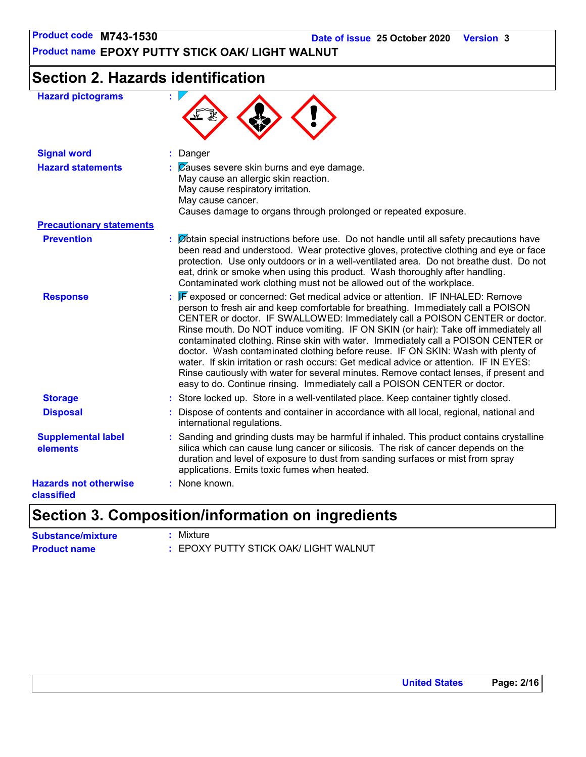## Section 2. Hazards identification

**Hazard pictograms** :

**Signal word** : Danger

**Hazard statements** : Causes severe skin burns and eye damage.
May cause an allergic skin reaction.
May cause respiratory irritation.
May cause cancer.
Causes damage to organs through prolonged or repeated exposure.

**Precautionary statements**

**Prevention** : Obtain special instructions before use. Do not handle until all safety precautions have been read and understood. Wear protective gloves, protective clothing and eye or face protection. Use only outdoors or in a well-ventilated area. Do not breathe dust. Do not eat, drink or smoke when using this product. Wash thoroughly after handling. Contaminated work clothing must not be allowed out of the workplace.

**Response** : IF exposed or concerned: Get medical advice or attention. IF INHALED: Remove person to fresh air and keep comfortable for breathing. Immediately call a POISON CENTER or doctor. IF SWALLOWED: Immediately call a POISON CENTER or doctor. Rinse mouth. Do NOT induce vomiting. IF ON SKIN (or hair): Take off immediately all contaminated clothing. Rinse skin with water. Immediately call a POISON CENTER or doctor. Wash contaminated clothing before reuse. IF ON SKIN: Wash with plenty of water. If skin irritation or rash occurs: Get medical advice or attention. IF IN EYES: Rinse cautiously with water for several minutes. Remove contact lenses, if present and easy to do. Continue rinsing. Immediately call a POISON CENTER or doctor.

**Storage** : Store locked up. Store in a well-ventilated place. Keep container tightly closed.

**Disposal** : Dispose of contents and container in accordance with all local, regional, national and international regulations.

**Supplemental label elements** : Sanding and grinding dusts may be harmful if inhaled. This product contains crystalline silica which can cause lung cancer or silicosis. The risk of cancer depends on the duration and level of exposure to dust from sanding surfaces or mist from spray applications. Emits toxic fumes when heated.

**Hazards not otherwise classified** : None known.

## Section 3. Composition/information on ingredients

**Substance/mixture** : Mixture

**Product name** : EPOXY PUTTY STICK OAK/ LIGHT WALNUT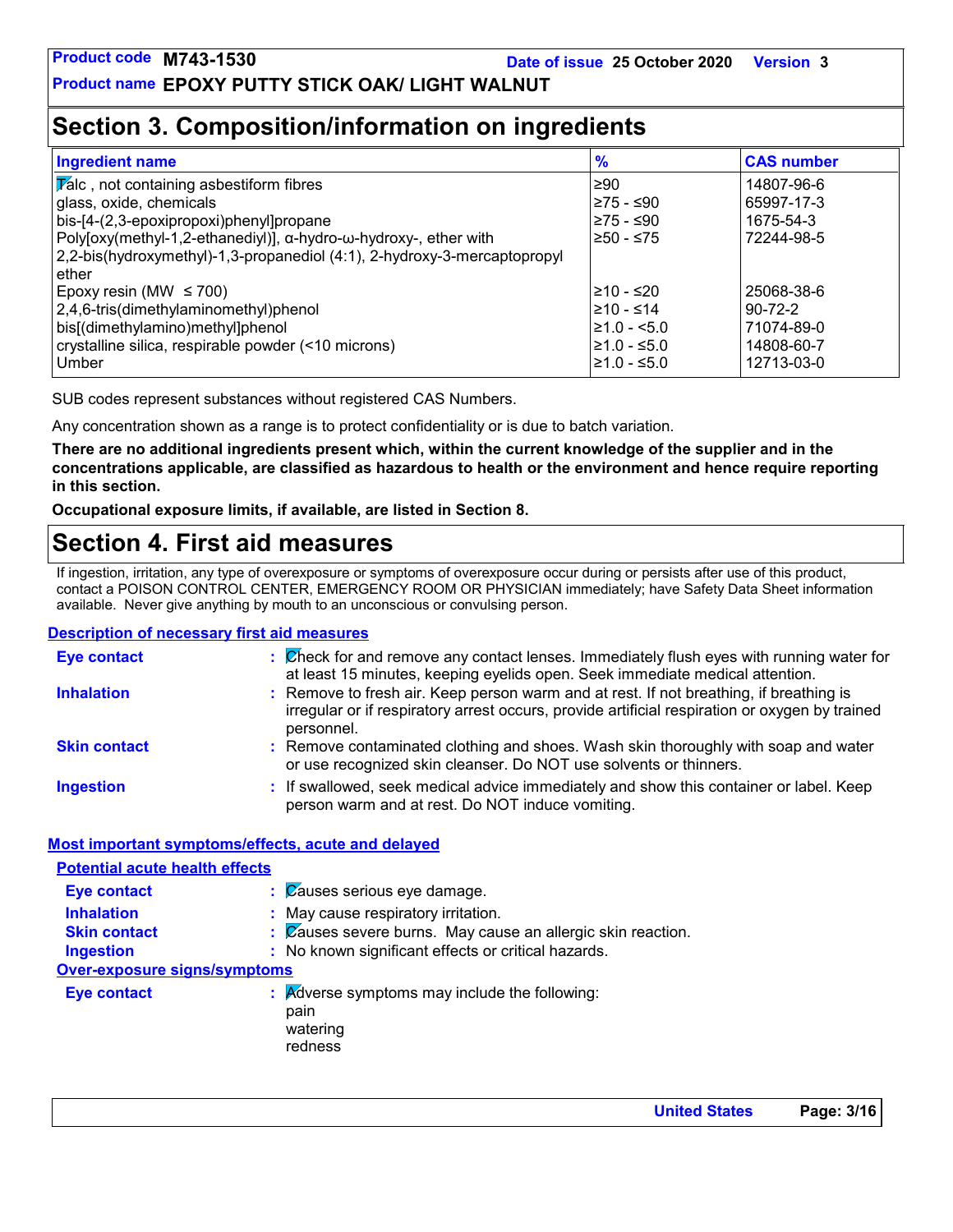## Section 3. Composition/information on ingredients

| Ingredient name | % | CAS number |
| --- | --- | --- |
| Talc , not containing asbestiform fibres | ≥90 | 14807-96-6 |
| glass, oxide, chemicals | ≥75 - ≤90 | 65997-17-3 |
| bis-[4-(2,3-epoxipropoxi)phenyl]propane | ≥75 - ≤90 | 1675-54-3 |
| Poly[oxy(methyl-1,2-ethanediyl)], α-hydro-ω-hydroxy-, ether with 2,2-bis(hydroxymethyl)-1,3-propanediol (4:1), 2-hydroxy-3-mercaptopropyl ether | ≥50 - ≤75 | 72244-98-5 |
| Epoxy resin (MW ≤ 700) | ≥10 - ≤20 | 25068-38-6 |
| 2,4,6-tris(dimethylaminomethyl)phenol | ≥10 - ≤14 | 90-72-2 |
| bis[(dimethylamino)methyl]phenol | ≥1.0 - <5.0 | 71074-89-0 |
| crystalline silica, respirable powder (<10 microns) | ≥1.0 - ≤5.0 | 14808-60-7 |
| Umber | ≥1.0 - ≤5.0 | 12713-03-0 |

SUB codes represent substances without registered CAS Numbers.

Any concentration shown as a range is to protect confidentiality or is due to batch variation.

**There are no additional ingredients present which, within the current knowledge of the supplier and in the concentrations applicable, are classified as hazardous to health or the environment and hence require reporting in this section.**

**Occupational exposure limits, if available, are listed in Section 8.**

## Section 4. First aid measures

If ingestion, irritation, any type of overexposure or symptoms of overexposure occur during or persists after use of this product, contact a POISON CONTROL CENTER, EMERGENCY ROOM OR PHYSICIAN immediately; have Safety Data Sheet information available. Never give anything by mouth to an unconscious or convulsing person.

### Description of necessary first aid measures

**Eye contact** : Check for and remove any contact lenses. Immediately flush eyes with running water for at least 15 minutes, keeping eyelids open. Seek immediate medical attention.

**Inhalation** : Remove to fresh air. Keep person warm and at rest. If not breathing, if breathing is irregular or if respiratory arrest occurs, provide artificial respiration or oxygen by trained personnel.

**Skin contact** : Remove contaminated clothing and shoes. Wash skin thoroughly with soap and water or use recognized skin cleanser. Do NOT use solvents or thinners.

**Ingestion** : If swallowed, seek medical advice immediately and show this container or label. Keep person warm and at rest. Do NOT induce vomiting.

### Most important symptoms/effects, acute and delayed

#### Potential acute health effects

**Eye contact** : Causes serious eye damage.

**Inhalation** : May cause respiratory irritation.

**Skin contact** : Causes severe burns. May cause an allergic skin reaction.

**Ingestion** : No known significant effects or critical hazards.

#### Over-exposure signs/symptoms

**Eye contact** : Adverse symptoms may include the following:
pain
watering
redness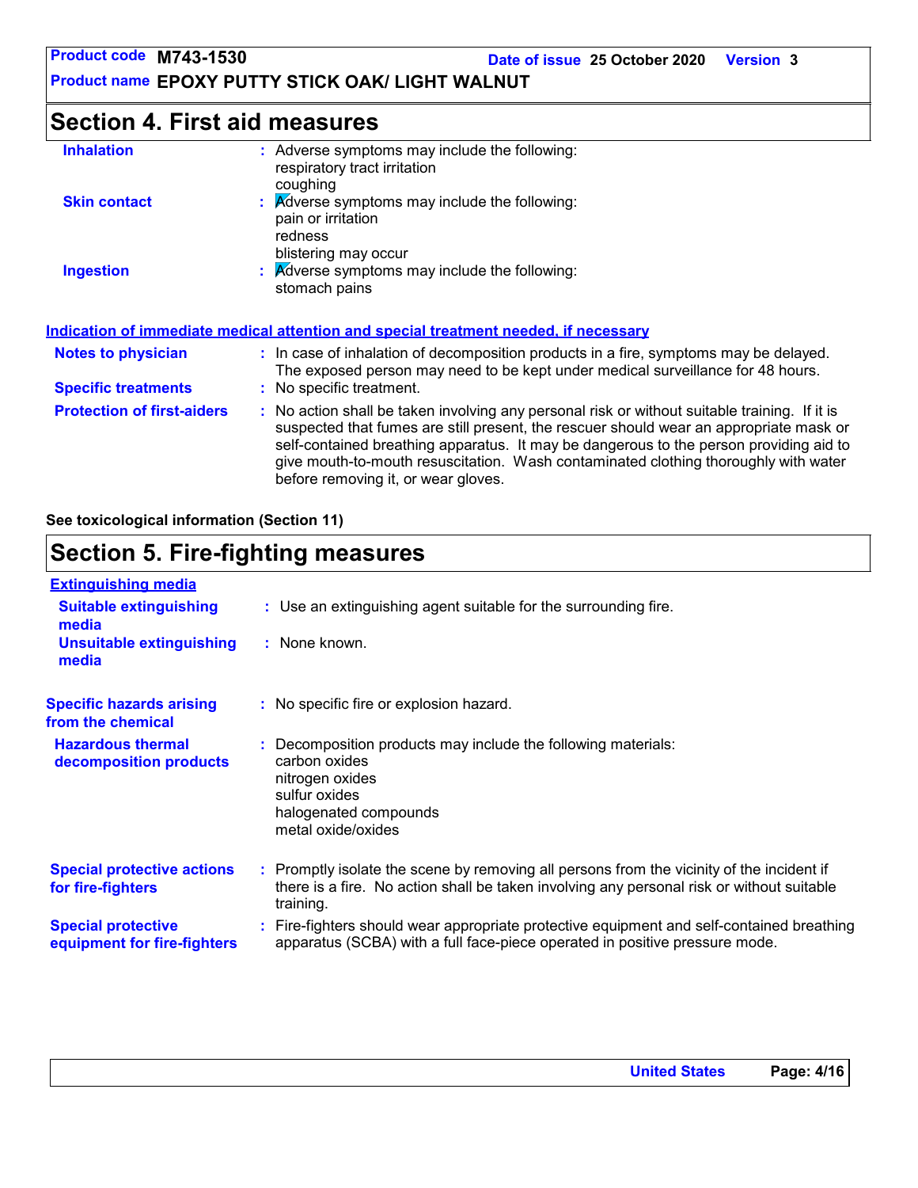## Section 4. First aid measures

**Inhalation** : Adverse symptoms may include the following:
respiratory tract irritation
coughing

**Skin contact** : Adverse symptoms may include the following:
pain or irritation
redness
blistering may occur

**Ingestion** : Adverse symptoms may include the following:
stomach pains

### Indication of immediate medical attention and special treatment needed, if necessary

**Notes to physician** : In case of inhalation of decomposition products in a fire, symptoms may be delayed. The exposed person may need to be kept under medical surveillance for 48 hours.

**Specific treatments** : No specific treatment.

**Protection of first-aiders** : No action shall be taken involving any personal risk or without suitable training. If it is suspected that fumes are still present, the rescuer should wear an appropriate mask or self-contained breathing apparatus. It may be dangerous to the person providing aid to give mouth-to-mouth resuscitation. Wash contaminated clothing thoroughly with water before removing it, or wear gloves.

**See toxicological information (Section 11)**

## Section 5. Fire-fighting measures

### Extinguishing media

**Suitable extinguishing media** : Use an extinguishing agent suitable for the surrounding fire.

**Unsuitable extinguishing media** : None known.

**Specific hazards arising from the chemical** : No specific fire or explosion hazard.

**Hazardous thermal decomposition products** : Decomposition products may include the following materials:
carbon oxides
nitrogen oxides
sulfur oxides
halogenated compounds
metal oxide/oxides

**Special protective actions for fire-fighters** : Promptly isolate the scene by removing all persons from the vicinity of the incident if there is a fire. No action shall be taken involving any personal risk or without suitable training.

**Special protective equipment for fire-fighters** : Fire-fighters should wear appropriate protective equipment and self-contained breathing apparatus (SCBA) with a full face-piece operated in positive pressure mode.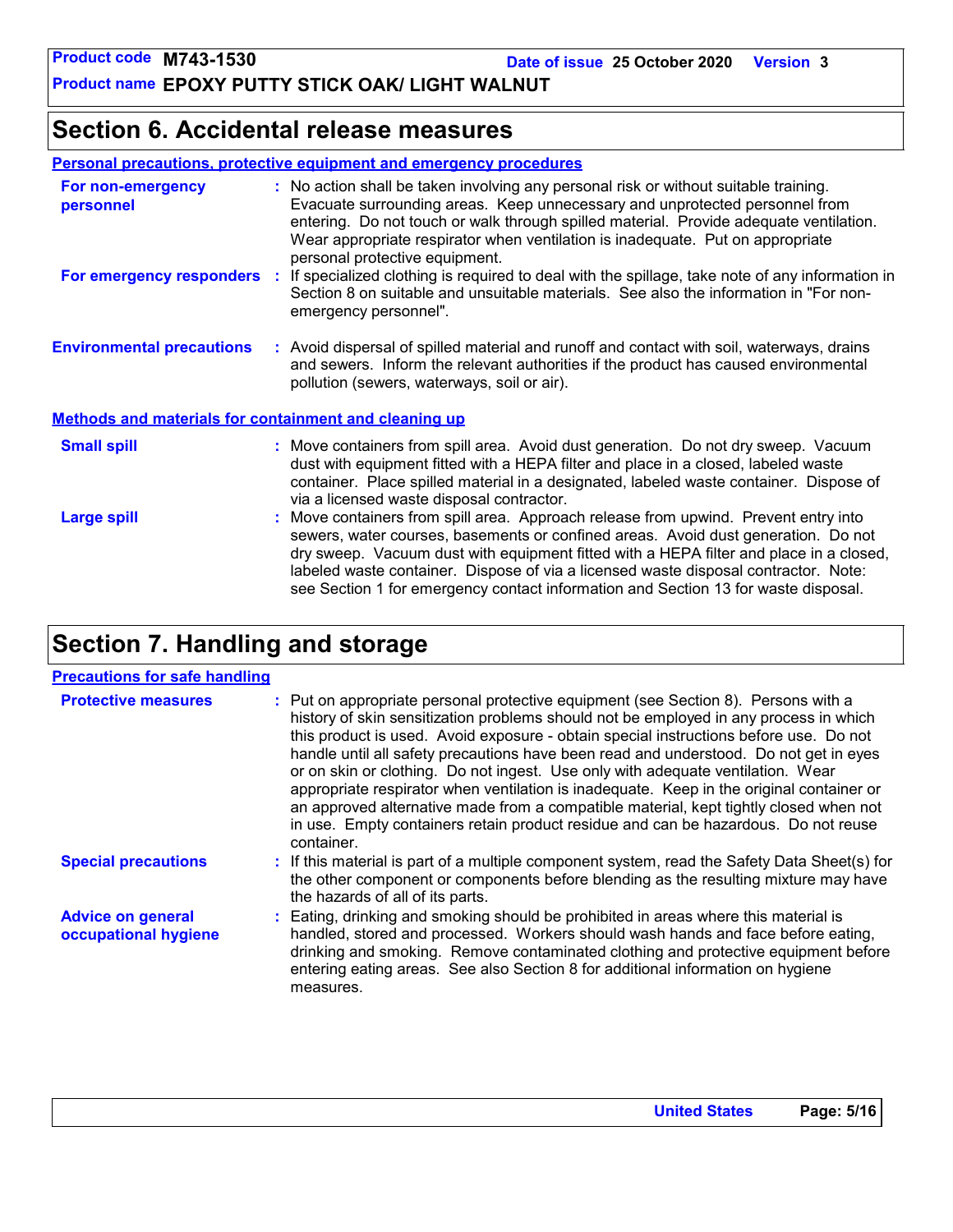# Section 6. Accidental release measures

## Personal precautions, protective equipment and emergency procedures

**For non-emergency personnel** : No action shall be taken involving any personal risk or without suitable training. Evacuate surrounding areas. Keep unnecessary and unprotected personnel from entering. Do not touch or walk through spilled material. Provide adequate ventilation. Wear appropriate respirator when ventilation is inadequate. Put on appropriate personal protective equipment.

**For emergency responders** : If specialized clothing is required to deal with the spillage, take note of any information in Section 8 on suitable and unsuitable materials. See also the information in "For non-emergency personnel".

**Environmental precautions** : Avoid dispersal of spilled material and runoff and contact with soil, waterways, drains and sewers. Inform the relevant authorities if the product has caused environmental pollution (sewers, waterways, soil or air).

## Methods and materials for containment and cleaning up

**Small spill** : Move containers from spill area. Avoid dust generation. Do not dry sweep. Vacuum dust with equipment fitted with a HEPA filter and place in a closed, labeled waste container. Place spilled material in a designated, labeled waste container. Dispose of via a licensed waste disposal contractor.

**Large spill** : Move containers from spill area. Approach release from upwind. Prevent entry into sewers, water courses, basements or confined areas. Avoid dust generation. Do not dry sweep. Vacuum dust with equipment fitted with a HEPA filter and place in a closed, labeled waste container. Dispose of via a licensed waste disposal contractor. Note: see Section 1 for emergency contact information and Section 13 for waste disposal.

# Section 7. Handling and storage

## Precautions for safe handling

**Protective measures** : Put on appropriate personal protective equipment (see Section 8). Persons with a history of skin sensitization problems should not be employed in any process in which this product is used. Avoid exposure - obtain special instructions before use. Do not handle until all safety precautions have been read and understood. Do not get in eyes or on skin or clothing. Do not ingest. Use only with adequate ventilation. Wear appropriate respirator when ventilation is inadequate. Keep in the original container or an approved alternative made from a compatible material, kept tightly closed when not in use. Empty containers retain product residue and can be hazardous. Do not reuse container.

**Special precautions** : If this material is part of a multiple component system, read the Safety Data Sheet(s) for the other component or components before blending as the resulting mixture may have the hazards of all of its parts.

**Advice on general occupational hygiene** : Eating, drinking and smoking should be prohibited in areas where this material is handled, stored and processed. Workers should wash hands and face before eating, drinking and smoking. Remove contaminated clothing and protective equipment before entering eating areas. See also Section 8 for additional information on hygiene measures.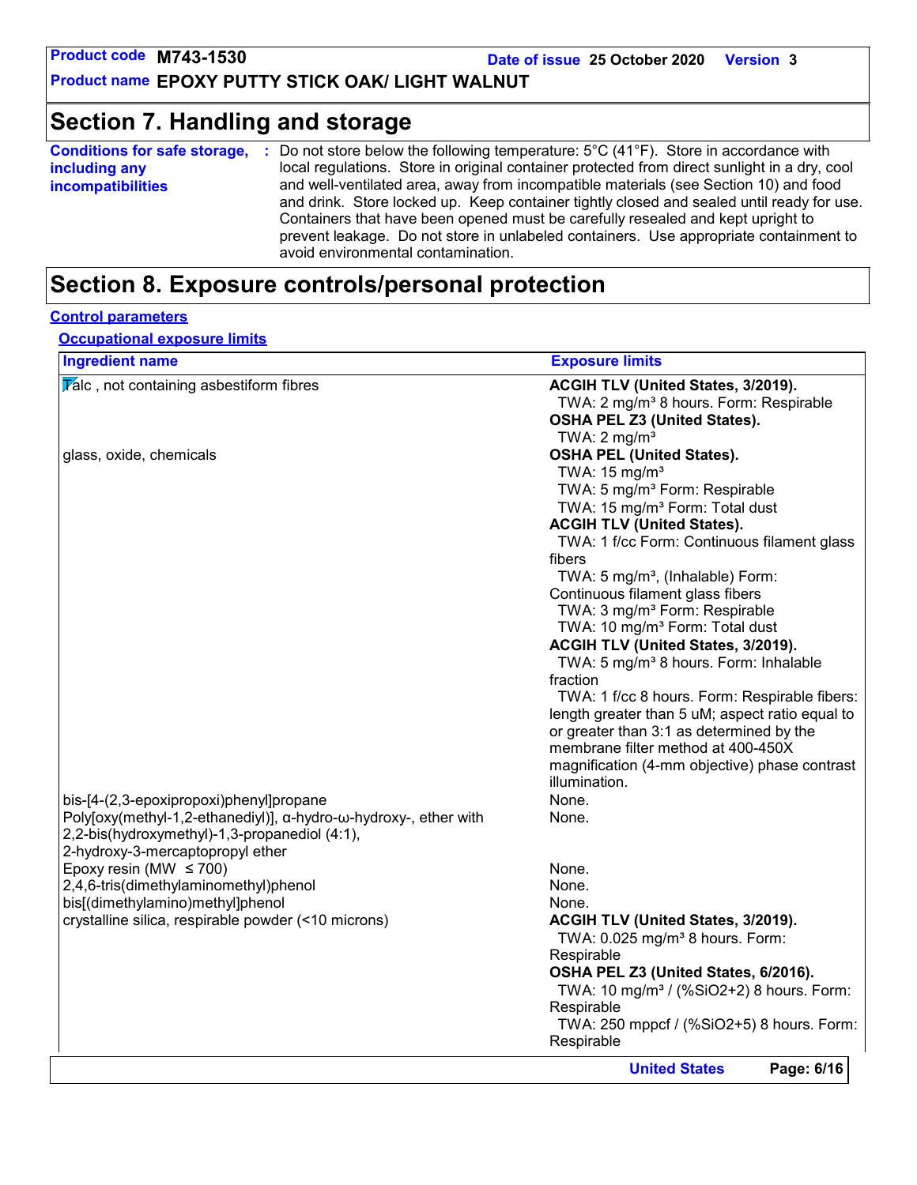## Section 7. Handling and storage

**Conditions for safe storage, including any incompatibilities** : Do not store below the following temperature: 5°C (41°F). Store in accordance with local regulations. Store in original container protected from direct sunlight in a dry, cool and well-ventilated area, away from incompatible materials (see Section 10) and food and drink. Store locked up. Keep container tightly closed and sealed until ready for use. Containers that have been opened must be carefully resealed and kept upright to prevent leakage. Do not store in unlabeled containers. Use appropriate containment to avoid environmental contamination.

## Section 8. Exposure controls/personal protection

**Control parameters**

**Occupational exposure limits**

| Ingredient name | Exposure limits |
| --- | --- |
| Talc , not containing asbestiform fibres | **ACGIH TLV (United States, 3/2019).**<br>TWA: 2 mg/m³ 8 hours. Form: Respirable<br>**OSHA PEL Z3 (United States).**<br>TWA: 2 mg/m³ |
| glass, oxide, chemicals | **OSHA PEL (United States).**<br>TWA: 15 mg/m³<br>TWA: 5 mg/m³ Form: Respirable<br>TWA: 15 mg/m³ Form: Total dust<br>**ACGIH TLV (United States).**<br>TWA: 1 f/cc Form: Continuous filament glass fibers<br>TWA: 5 mg/m³, (Inhalable) Form: Continuous filament glass fibers<br>TWA: 3 mg/m³ Form: Respirable<br>TWA: 10 mg/m³ Form: Total dust<br>**ACGIH TLV (United States, 3/2019).**<br>TWA: 5 mg/m³ 8 hours. Form: Inhalable fraction<br>TWA: 1 f/cc 8 hours. Form: Respirable fibers: length greater than 5 uM; aspect ratio equal to or greater than 3:1 as determined by the membrane filter method at 400-450X magnification (4-mm objective) phase contrast illumination. |
| bis-[4-(2,3-epoxipropoxi)phenyl]propane | None. |
| Poly[oxy(methyl-1,2-ethanediyl)], α-hydro-ω-hydroxy-, ether with 2,2-bis(hydroxymethyl)-1,3-propanediol (4:1), 2-hydroxy-3-mercaptopropyl ether | None. |
| Epoxy resin (MW ≤ 700) | None. |
| 2,4,6-tris(dimethylaminomethyl)phenol | None. |
| bis[(dimethylamino)methyl]phenol | None. |
| crystalline silica, respirable powder (<10 microns) | **ACGIH TLV (United States, 3/2019).**<br>TWA: 0.025 mg/m³ 8 hours. Form: Respirable<br>**OSHA PEL Z3 (United States, 6/2016).**<br>TWA: 10 mg/m³ / (%SiO2+2) 8 hours. Form: Respirable<br>TWA: 250 mppcf / (%SiO2+5) 8 hours. Form: Respirable |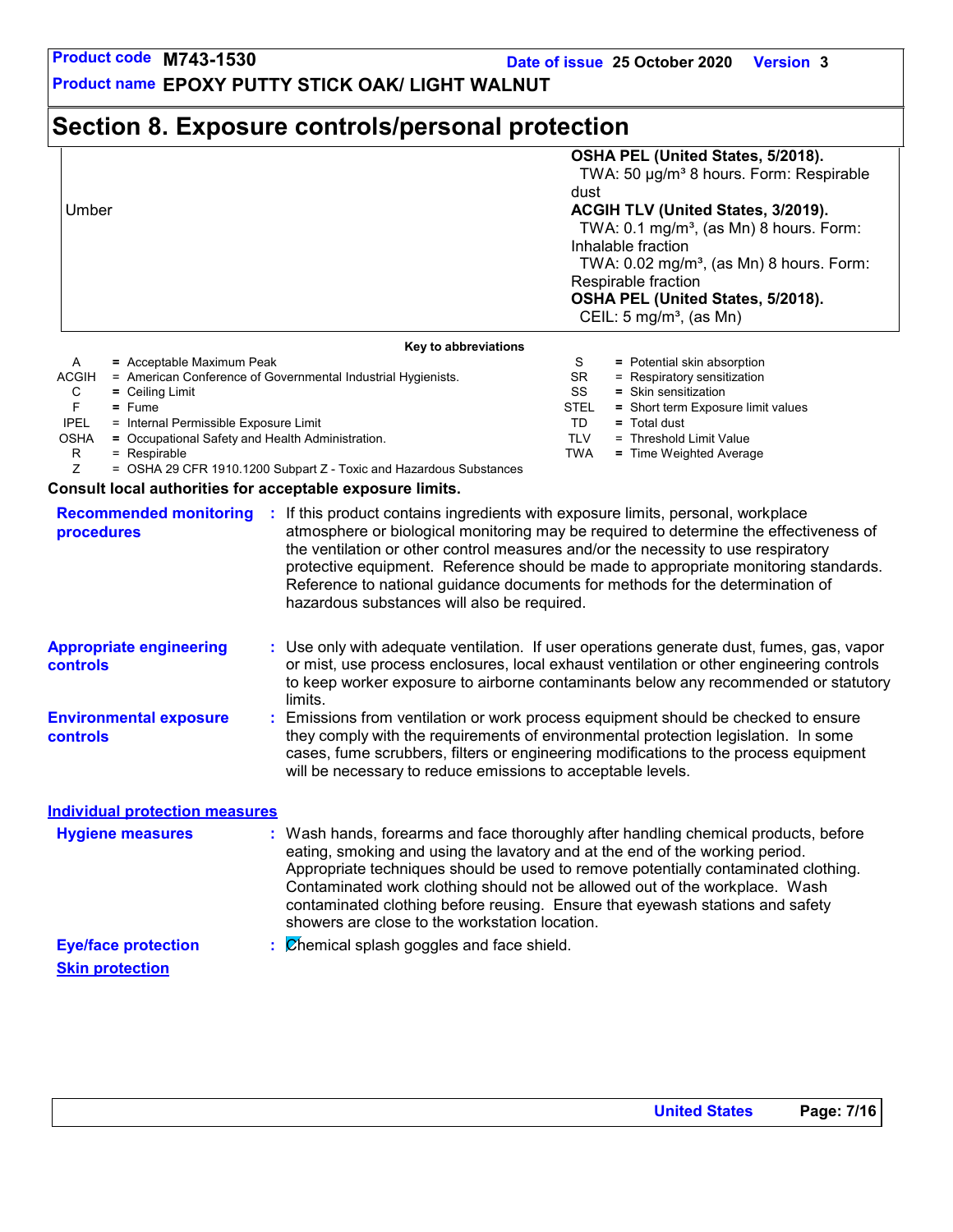# Section 8. Exposure controls/personal protection

| | |
|---|---|
| Umber | **OSHA PEL (United States, 5/2018).**<br>TWA: 50 μg/m³ 8 hours. Form: Respirable dust<br>**ACGIH TLV (United States, 3/2019).**<br>TWA: 0.1 mg/m³, (as Mn) 8 hours. Form: Inhalable fraction<br>TWA: 0.02 mg/m³, (as Mn) 8 hours. Form: Respirable fraction<br>**OSHA PEL (United States, 5/2018).**<br>CEIL: 5 mg/m³, (as Mn) |

**Key to abbreviations**

| | | | |
|---|---|---|---|
| A | = Acceptable Maximum Peak | S | = Potential skin absorption |
| ACGIH | = American Conference of Governmental Industrial Hygienists. | SR | = Respiratory sensitization |
| C | = Ceiling Limit | SS | = Skin sensitization |
| F | = Fume | STEL | = Short term Exposure limit values |
| IPEL | = Internal Permissible Exposure Limit | TD | = Total dust |
| OSHA | = Occupational Safety and Health Administration. | TLV | = Threshold Limit Value |
| R | = Respirable | TWA | = Time Weighted Average |
| Z | = OSHA 29 CFR 1910.1200 Subpart Z - Toxic and Hazardous Substances | | |

**Consult local authorities for acceptable exposure limits.**

**Recommended monitoring procedures** : If this product contains ingredients with exposure limits, personal, workplace atmosphere or biological monitoring may be required to determine the effectiveness of the ventilation or other control measures and/or the necessity to use respiratory protective equipment. Reference should be made to appropriate monitoring standards. Reference to national guidance documents for methods for the determination of hazardous substances will also be required.

**Appropriate engineering controls** : Use only with adequate ventilation. If user operations generate dust, fumes, gas, vapor or mist, use process enclosures, local exhaust ventilation or other engineering controls to keep worker exposure to airborne contaminants below any recommended or statutory limits.

**Environmental exposure controls** : Emissions from ventilation or work process equipment should be checked to ensure they comply with the requirements of environmental protection legislation. In some cases, fume scrubbers, filters or engineering modifications to the process equipment will be necessary to reduce emissions to acceptable levels.

## Individual protection measures

**Hygiene measures** : Wash hands, forearms and face thoroughly after handling chemical products, before eating, smoking and using the lavatory and at the end of the working period. Appropriate techniques should be used to remove potentially contaminated clothing. Contaminated work clothing should not be allowed out of the workplace. Wash contaminated clothing before reusing. Ensure that eyewash stations and safety showers are close to the workstation location.

**Eye/face protection** : Chemical splash goggles and face shield.

**Skin protection**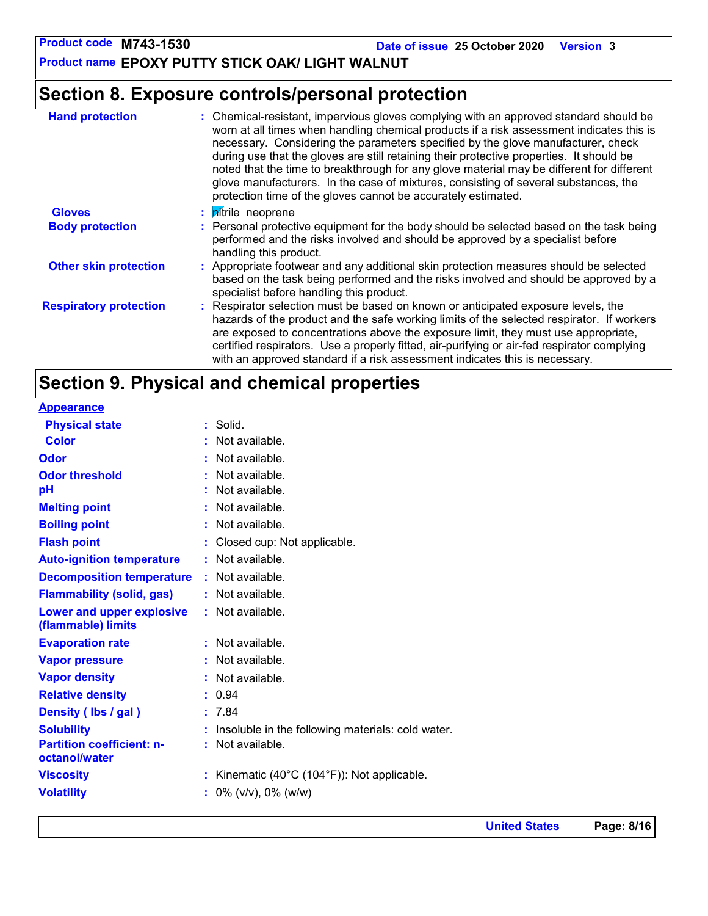## Section 8. Exposure controls/personal protection

**Hand protection** : Chemical-resistant, impervious gloves complying with an approved standard should be worn at all times when handling chemical products if a risk assessment indicates this is necessary. Considering the parameters specified by the glove manufacturer, check during use that the gloves are still retaining their protective properties. It should be noted that the time to breakthrough for any glove material may be different for different glove manufacturers. In the case of mixtures, consisting of several substances, the protection time of the gloves cannot be accurately estimated.

**Gloves** : nitrile neoprene

**Body protection** : Personal protective equipment for the body should be selected based on the task being performed and the risks involved and should be approved by a specialist before handling this product.

**Other skin protection** : Appropriate footwear and any additional skin protection measures should be selected based on the task being performed and the risks involved and should be approved by a specialist before handling this product.

**Respiratory protection** : Respirator selection must be based on known or anticipated exposure levels, the hazards of the product and the safe working limits of the selected respirator. If workers are exposed to concentrations above the exposure limit, they must use appropriate, certified respirators. Use a properly fitted, air-purifying or air-fed respirator complying with an approved standard if a risk assessment indicates this is necessary.

## Section 9. Physical and chemical properties

**Appearance**

| | |
|---|---|
| **Physical state** | : Solid. |
| **Color** | : Not available. |
| **Odor** | : Not available. |
| **Odor threshold** | : Not available. |
| **pH** | : Not available. |
| **Melting point** | : Not available. |
| **Boiling point** | : Not available. |
| **Flash point** | : Closed cup: Not applicable. |
| **Auto-ignition temperature** | : Not available. |
| **Decomposition temperature** | : Not available. |
| **Flammability (solid, gas)** | : Not available. |
| **Lower and upper explosive (flammable) limits** | : Not available. |
| **Evaporation rate** | : Not available. |
| **Vapor pressure** | : Not available. |
| **Vapor density** | : Not available. |
| **Relative density** | : 0.94 |
| **Density ( lbs / gal )** | : 7.84 |
| **Solubility** | : Insoluble in the following materials: cold water. |
| **Partition coefficient: n-octanol/water** | : Not available. |
| **Viscosity** | : Kinematic (40°C (104°F)): Not applicable. |
| **Volatility** | : 0% (v/v), 0% (w/w) |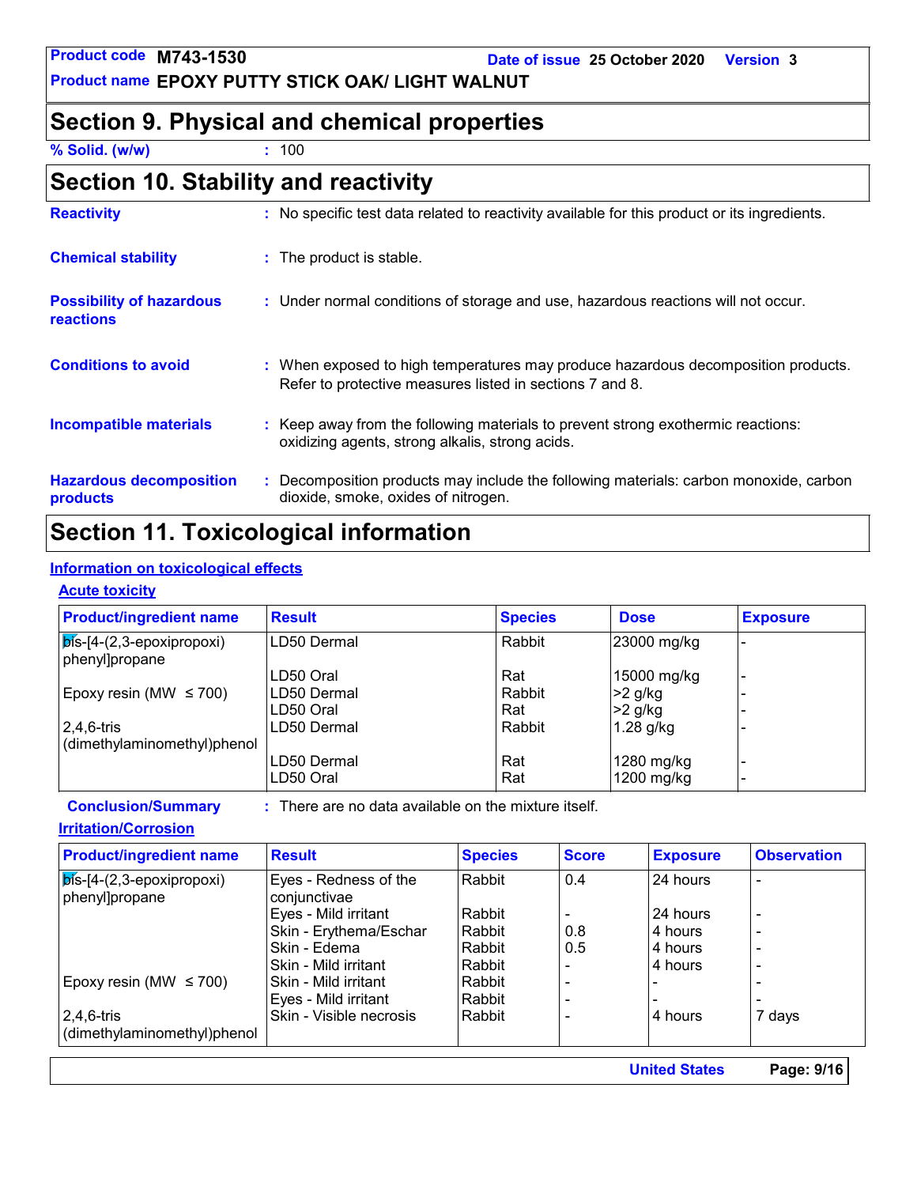## Section 9. Physical and chemical properties

**% Solid. (w/w)** : 100

## Section 10. Stability and reactivity

**Reactivity** : No specific test data related to reactivity available for this product or its ingredients.

**Chemical stability** : The product is stable.

**Possibility of hazardous reactions** : Under normal conditions of storage and use, hazardous reactions will not occur.

**Conditions to avoid** : When exposed to high temperatures may produce hazardous decomposition products. Refer to protective measures listed in sections 7 and 8.

**Incompatible materials** : Keep away from the following materials to prevent strong exothermic reactions: oxidizing agents, strong alkalis, strong acids.

**Hazardous decomposition products** : Decomposition products may include the following materials: carbon monoxide, carbon dioxide, smoke, oxides of nitrogen.

## Section 11. Toxicological information

### Information on toxicological effects

#### Acute toxicity

| Product/ingredient name | Result | Species | Dose | Exposure |
|---|---|---|---|---|
| bis-[4-(2,3-epoxipropoxi) phenyl]propane | LD50 Dermal | Rabbit | 23000 mg/kg | - |
| | LD50 Oral | Rat | 15000 mg/kg | - |
| Epoxy resin (MW ≤ 700) | LD50 Dermal | Rabbit | >2 g/kg | - |
| | LD50 Oral | Rat | >2 g/kg | - |
| 2,4,6-tris (dimethylaminomethyl)phenol | LD50 Dermal | Rabbit | 1.28 g/kg | - |
| | LD50 Dermal | Rat | 1280 mg/kg | - |
| | LD50 Oral | Rat | 1200 mg/kg | - |

**Conclusion/Summary** : There are no data available on the mixture itself.

#### Irritation/Corrosion

| Product/ingredient name | Result | Species | Score | Exposure | Observation |
|---|---|---|---|---|---|
| bis-[4-(2,3-epoxipropoxi) phenyl]propane | Eyes - Redness of the conjunctivae | Rabbit | 0.4 | 24 hours | - |
| | Eyes - Mild irritant | Rabbit | - | 24 hours | - |
| | Skin - Erythema/Eschar | Rabbit | 0.8 | 4 hours | - |
| | Skin - Edema | Rabbit | 0.5 | 4 hours | - |
| | Skin - Mild irritant | Rabbit | - | 4 hours | - |
| Epoxy resin (MW ≤ 700) | Skin - Mild irritant | Rabbit | - | - | - |
| | Eyes - Mild irritant | Rabbit | - | - | - |
| 2,4,6-tris (dimethylaminomethyl)phenol | Skin - Visible necrosis | Rabbit | - | 4 hours | 7 days |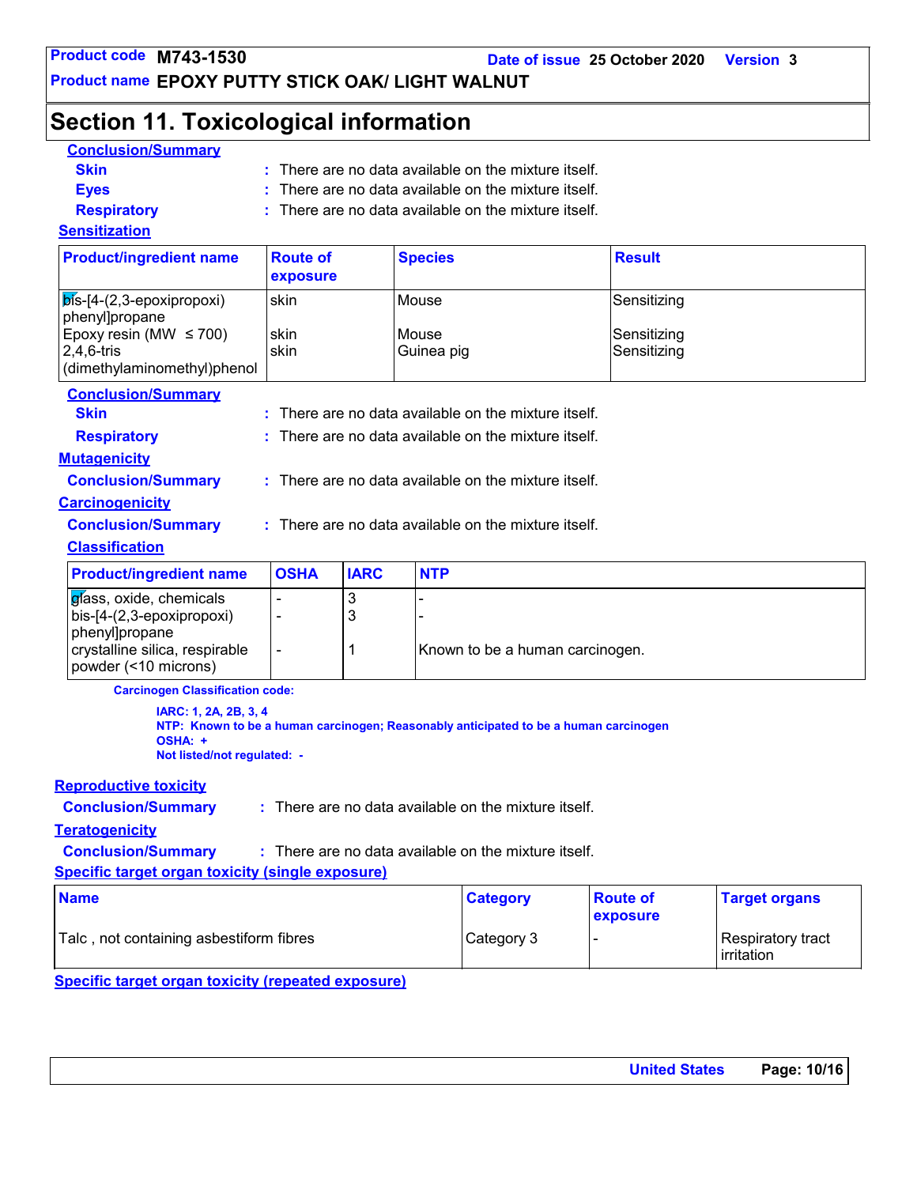## Section 11. Toxicological information

**Conclusion/Summary**

**Skin** : There are no data available on the mixture itself.

**Eyes** : There are no data available on the mixture itself.

**Respiratory** : There are no data available on the mixture itself.

**Sensitization**

| Product/ingredient name | Route of exposure | Species | Result |
|---|---|---|---|
| bis-[4-(2,3-epoxipropoxi) phenyl]propane | skin | Mouse | Sensitizing |
| Epoxy resin (MW ≤ 700) | skin | Mouse | Sensitizing |
| 2,4,6-tris (dimethylaminomethyl)phenol | skin | Guinea pig | Sensitizing |

**Conclusion/Summary**

**Skin** : There are no data available on the mixture itself.

**Respiratory** : There are no data available on the mixture itself.

**Mutagenicity**

**Conclusion/Summary** : There are no data available on the mixture itself.

**Carcinogenicity**

**Conclusion/Summary** : There are no data available on the mixture itself.

**Classification**

| Product/ingredient name | OSHA | IARC | NTP |
|---|---|---|---|
| glass, oxide, chemicals | - | 3 | - |
| bis-[4-(2,3-epoxipropoxi) phenyl]propane | - | 3 | - |
| crystalline silica, respirable powder (<10 microns) | - | 1 | Known to be a human carcinogen. |

**Carcinogen Classification code:**

**IARC: 1, 2A, 2B, 3, 4**
**NTP: Known to be a human carcinogen; Reasonably anticipated to be a human carcinogen**
**OSHA: +**
**Not listed/not regulated: -**

**Reproductive toxicity**

**Conclusion/Summary** : There are no data available on the mixture itself.

**Teratogenicity**

**Conclusion/Summary** : There are no data available on the mixture itself.

**Specific target organ toxicity (single exposure)**

| Name | Category | Route of exposure | Target organs |
|---|---|---|---|
| Talc , not containing asbestiform fibres | Category 3 | - | Respiratory tract irritation |

**Specific target organ toxicity (repeated exposure)**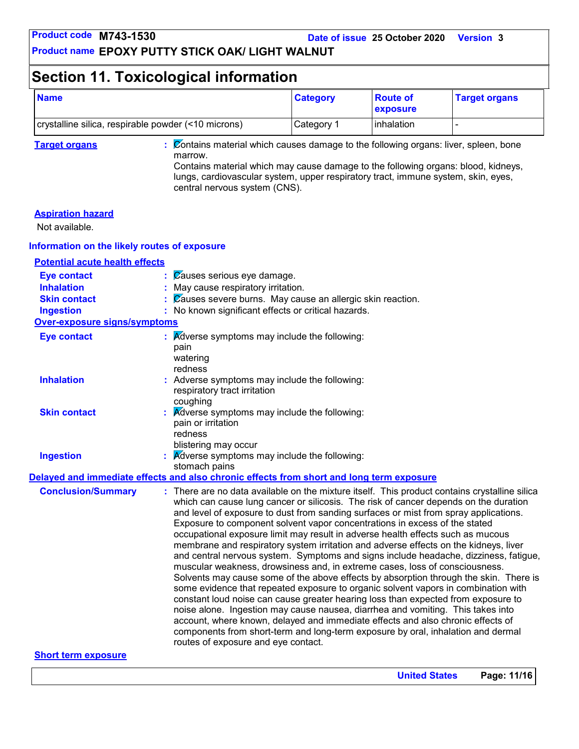# Section 11. Toxicological information

| Name | Category | Route of exposure | Target organs |
|---|---|---|---|
| crystalline silica, respirable powder (<10 microns) | Category 1 | inhalation | - |

**Target organs** : Contains material which causes damage to the following organs: liver, spleen, bone marrow.
Contains material which may cause damage to the following organs: blood, kidneys, lungs, cardiovascular system, upper respiratory tract, immune system, skin, eyes, central nervous system (CNS).

**Aspiration hazard**

Not available.

### Information on the likely routes of exposure

**Potential acute health effects**

- **Eye contact** : Causes serious eye damage.
- **Inhalation** : May cause respiratory irritation.
- **Skin contact** : Causes severe burns. May cause an allergic skin reaction.
- **Ingestion** : No known significant effects or critical hazards.

**Over-exposure signs/symptoms**

- **Eye contact** : Adverse symptoms may include the following:
  pain
  watering
  redness
- **Inhalation** : Adverse symptoms may include the following:
  respiratory tract irritation
  coughing
- **Skin contact** : Adverse symptoms may include the following:
  pain or irritation
  redness
  blistering may occur
- **Ingestion** : Adverse symptoms may include the following:
  stomach pains

### Delayed and immediate effects and also chronic effects from short and long term exposure

**Conclusion/Summary** : There are no data available on the mixture itself. This product contains crystalline silica which can cause lung cancer or silicosis. The risk of cancer depends on the duration and level of exposure to dust from sanding surfaces or mist from spray applications. Exposure to component solvent vapor concentrations in excess of the stated occupational exposure limit may result in adverse health effects such as mucous membrane and respiratory system irritation and adverse effects on the kidneys, liver and central nervous system. Symptoms and signs include headache, dizziness, fatigue, muscular weakness, drowsiness and, in extreme cases, loss of consciousness. Solvents may cause some of the above effects by absorption through the skin. There is some evidence that repeated exposure to organic solvent vapors in combination with constant loud noise can cause greater hearing loss than expected from exposure to noise alone. Ingestion may cause nausea, diarrhea and vomiting. This takes into account, where known, delayed and immediate effects and also chronic effects of components from short-term and long-term exposure by oral, inhalation and dermal routes of exposure and eye contact.

**Short term exposure**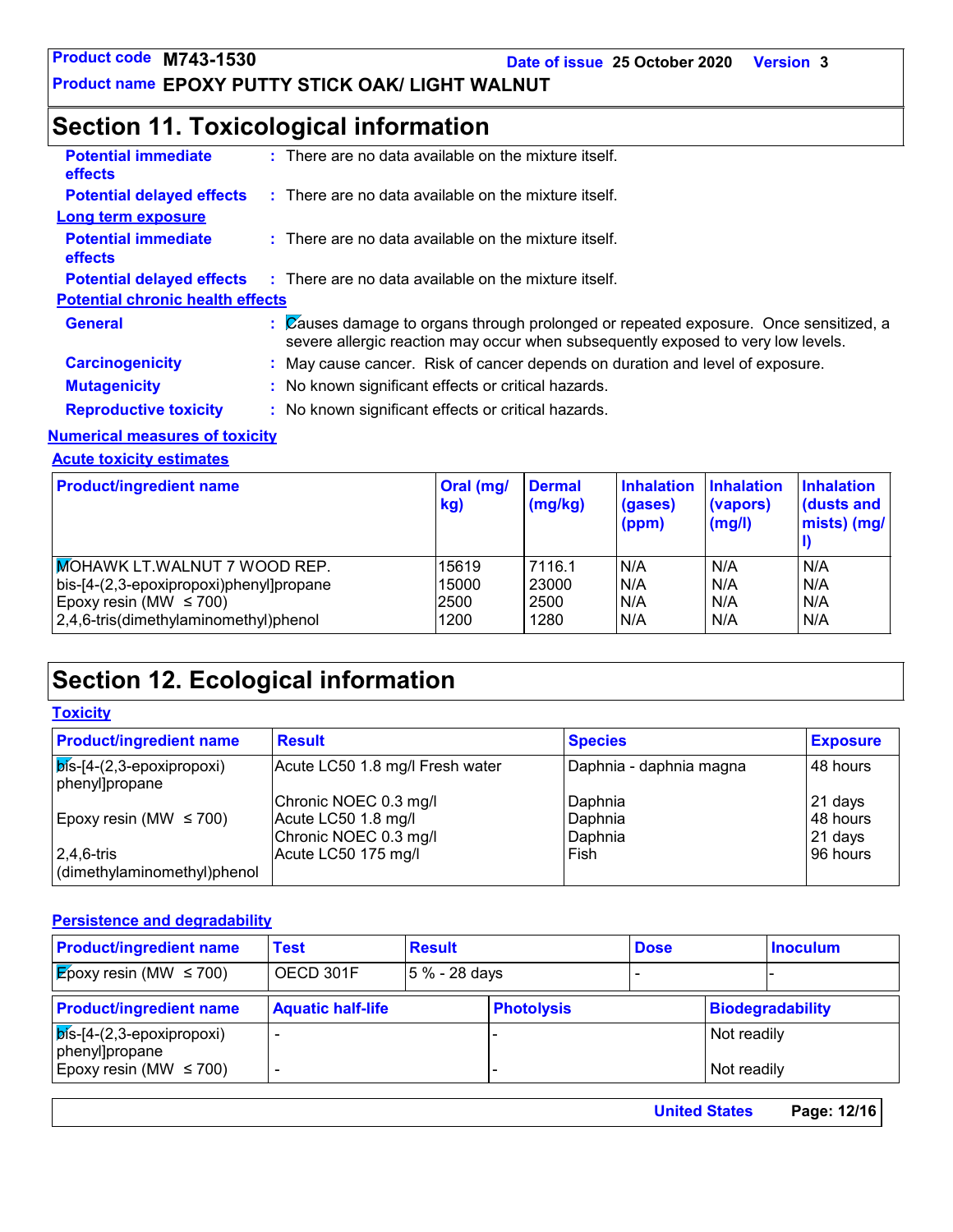## Section 11. Toxicological information

**Potential immediate effects** : There are no data available on the mixture itself.

**Potential delayed effects** : There are no data available on the mixture itself.

**Long term exposure**

**Potential immediate effects** : There are no data available on the mixture itself.

**Potential delayed effects** : There are no data available on the mixture itself.

**Potential chronic health effects**

**General** : Causes damage to organs through prolonged or repeated exposure. Once sensitized, a severe allergic reaction may occur when subsequently exposed to very low levels.

**Carcinogenicity** : May cause cancer. Risk of cancer depends on duration and level of exposure.

**Mutagenicity** : No known significant effects or critical hazards.

**Reproductive toxicity** : No known significant effects or critical hazards.

**Numerical measures of toxicity**

**Acute toxicity estimates**

| Product/ingredient name | Oral (mg/kg) | Dermal (mg/kg) | Inhalation (gases) (ppm) | Inhalation (vapors) (mg/l) | Inhalation (dusts and mists) (mg/l) |
|---|---|---|---|---|---|
| MOHAWK LT.WALNUT 7 WOOD REP. | 15619 | 7116.1 | N/A | N/A | N/A |
| bis-[4-(2,3-epoxipropoxi)phenyl]propane | 15000 | 23000 | N/A | N/A | N/A |
| Epoxy resin (MW ≤ 700) | 2500 | 2500 | N/A | N/A | N/A |
| 2,4,6-tris(dimethylaminomethyl)phenol | 1200 | 1280 | N/A | N/A | N/A |

## Section 12. Ecological information

**Toxicity**

| Product/ingredient name | Result | Species | Exposure |
|---|---|---|---|
| bis-[4-(2,3-epoxipropoxi) phenyl]propane | Acute LC50 1.8 mg/l Fresh water | Daphnia - daphnia magna | 48 hours |
| | Chronic NOEC 0.3 mg/l | Daphnia | 21 days |
| Epoxy resin (MW ≤ 700) | Acute LC50 1.8 mg/l | Daphnia | 48 hours |
| | Chronic NOEC 0.3 mg/l | Daphnia | 21 days |
| 2,4,6-tris (dimethylaminomethyl)phenol | Acute LC50 175 mg/l | Fish | 96 hours |

**Persistence and degradability**

| Product/ingredient name | Test | Result | Dose | Inoculum |
|---|---|---|---|---|
| Epoxy resin (MW ≤ 700) | OECD 301F | 5 % - 28 days | - | - |

| Product/ingredient name | Aquatic half-life | Photolysis | Biodegradability |
|---|---|---|---|
| bis-[4-(2,3-epoxipropoxi) phenyl]propane | - | - | Not readily |
| Epoxy resin (MW ≤ 700) | - | - | Not readily |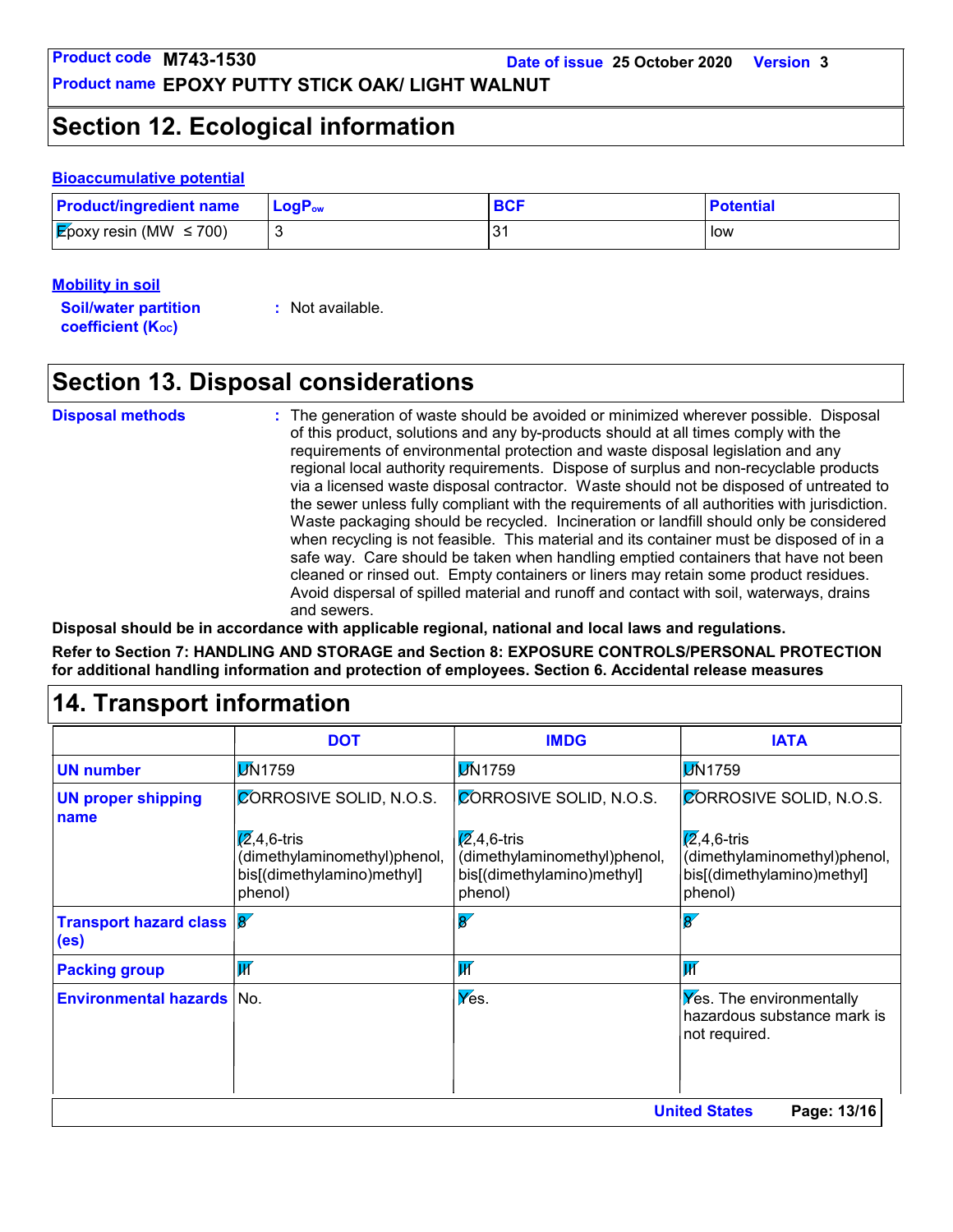## Section 12. Ecological information

### Bioaccumulative potential

| Product/ingredient name | $LogP_{ow}$ | BCF | Potential |
|---|---|---|---|
| Epoxy resin (MW ≤ 700) | 3 | 31 | low |

### Mobility in soil

**Soil/water partition coefficient ($K_{OC}$)** : Not available.

## Section 13. Disposal considerations

**Disposal methods** : The generation of waste should be avoided or minimized wherever possible. Disposal of this product, solutions and any by-products should at all times comply with the requirements of environmental protection and waste disposal legislation and any regional local authority requirements. Dispose of surplus and non-recyclable products via a licensed waste disposal contractor. Waste should not be disposed of untreated to the sewer unless fully compliant with the requirements of all authorities with jurisdiction. Waste packaging should be recycled. Incineration or landfill should only be considered when recycling is not feasible. This material and its container must be disposed of in a safe way. Care should be taken when handling emptied containers that have not been cleaned or rinsed out. Empty containers or liners may retain some product residues. Avoid dispersal of spilled material and runoff and contact with soil, waterways, drains and sewers.

**Disposal should be in accordance with applicable regional, national and local laws and regulations.**

**Refer to Section 7: HANDLING AND STORAGE and Section 8: EXPOSURE CONTROLS/PERSONAL PROTECTION for additional handling information and protection of employees. Section 6. Accidental release measures**

## 14. Transport information

| | DOT | IMDG | IATA |
|---|---|---|---|
| **UN number** | UN1759 | UN1759 | UN1759 |
| **UN proper shipping name** | CORROSIVE SOLID, N.O.S. (2,4,6-tris (dimethylaminomethyl)phenol, bis[(dimethylamino)methyl] phenol) | CORROSIVE SOLID, N.O.S. (2,4,6-tris (dimethylaminomethyl)phenol, bis[(dimethylamino)methyl] phenol) | CORROSIVE SOLID, N.O.S. (2,4,6-tris (dimethylaminomethyl)phenol, bis[(dimethylamino)methyl] phenol) |
| **Transport hazard class (es)** | 8 | 8 | 8 |
| **Packing group** | III | III | III |
| **Environmental hazards** | No. | Yes. | Yes. The environmentally hazardous substance mark is not required. |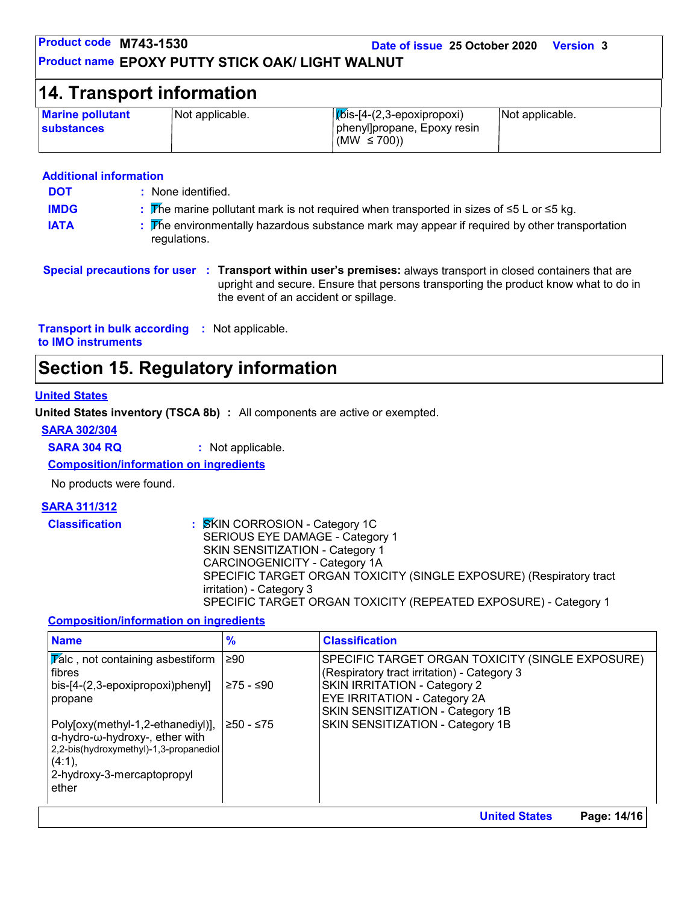## 14. Transport information

| Marine pollutant substances | Not applicable. | (bis-[4-(2,3-epoxipropoxi) phenyl]propane, Epoxy resin (MW ≤ 700)) | Not applicable. |
|---|---|---|---|

**Additional information**

**DOT** : None identified.

**IMDG** : The marine pollutant mark is not required when transported in sizes of ≤5 L or ≤5 kg.

**IATA** : The environmentally hazardous substance mark may appear if required by other transportation regulations.

**Special precautions for user** : **Transport within user's premises:** always transport in closed containers that are upright and secure. Ensure that persons transporting the product know what to do in the event of an accident or spillage.

**Transport in bulk according to IMO instruments** : Not applicable.

## Section 15. Regulatory information

**United States**

**United States inventory (TSCA 8b)** : All components are active or exempted.

**SARA 302/304**

**SARA 304 RQ** : Not applicable.

**Composition/information on ingredients**

No products were found.

**SARA 311/312**

**Classification** : SKIN CORROSION - Category 1C
SERIOUS EYE DAMAGE - Category 1
SKIN SENSITIZATION - Category 1
CARCINOGENICITY - Category 1A
SPECIFIC TARGET ORGAN TOXICITY (SINGLE EXPOSURE) (Respiratory tract irritation) - Category 3
SPECIFIC TARGET ORGAN TOXICITY (REPEATED EXPOSURE) - Category 1

**Composition/information on ingredients**

| Name | % | Classification |
|---|---|---|
| Talc , not containing asbestiform fibres | ≥90 | SPECIFIC TARGET ORGAN TOXICITY (SINGLE EXPOSURE) (Respiratory tract irritation) - Category 3 |
| bis-[4-(2,3-epoxipropoxi)phenyl] propane | ≥75 - ≤90 | SKIN IRRITATION - Category 2<br>EYE IRRITATION - Category 2A<br>SKIN SENSITIZATION - Category 1B |
| Poly[oxy(methyl-1,2-ethanediyl)], α-hydro-ω-hydroxy-, ether with 2,2-bis(hydroxymethyl)-1,3-propanediol (4:1), 2-hydroxy-3-mercaptopropyl ether | ≥50 - ≤75 | SKIN SENSITIZATION - Category 1B |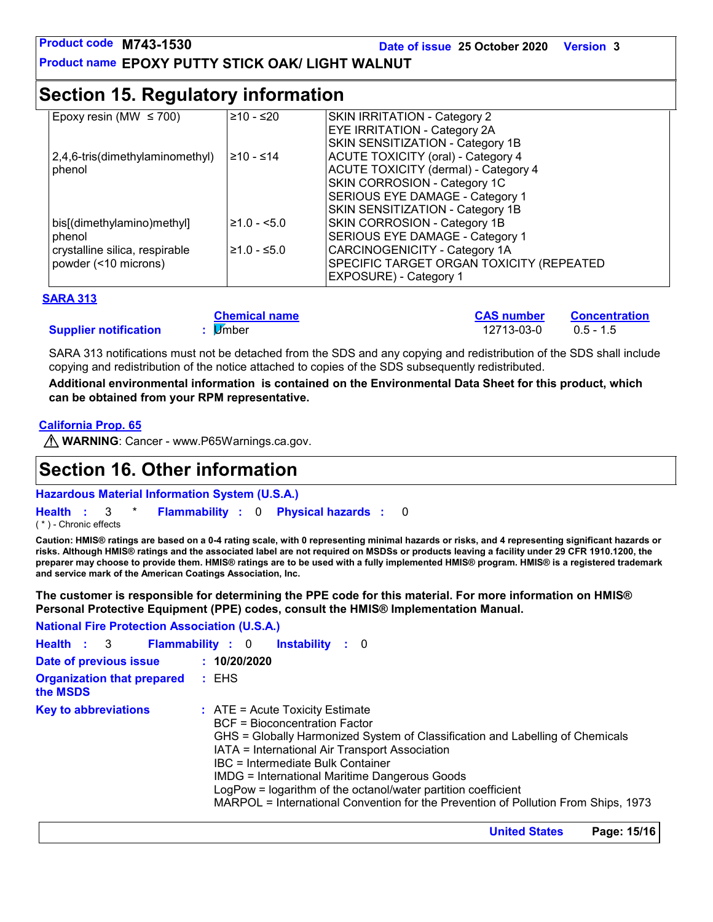## Section 15. Regulatory information

| | | |
|---|---|---|
| Epoxy resin (MW ≤ 700) | ≥10 - ≤20 | SKIN IRRITATION - Category 2<br>EYE IRRITATION - Category 2A<br>SKIN SENSITIZATION - Category 1B |
| 2,4,6-tris(dimethylaminomethyl) phenol | ≥10 - ≤14 | ACUTE TOXICITY (oral) - Category 4<br>ACUTE TOXICITY (dermal) - Category 4<br>SKIN CORROSION - Category 1C<br>SERIOUS EYE DAMAGE - Category 1<br>SKIN SENSITIZATION - Category 1B |
| bis[(dimethylamino)methyl] phenol | ≥1.0 - <5.0 | SKIN CORROSION - Category 1B<br>SERIOUS EYE DAMAGE - Category 1 |
| crystalline silica, respirable powder (<10 microns) | ≥1.0 - ≤5.0 | CARCINOGENICITY - Category 1A<br>SPECIFIC TARGET ORGAN TOXICITY (REPEATED EXPOSURE) - Category 1 |

**SARA 313**

| | Chemical name | CAS number | Concentration |
|---|---|---|---|
| **Supplier notification** : | Umber | 12713-03-0 | 0.5 - 1.5 |

SARA 313 notifications must not be detached from the SDS and any copying and redistribution of the SDS shall include copying and redistribution of the notice attached to copies of the SDS subsequently redistributed.

**Additional environmental information is contained on the Environmental Data Sheet for this product, which can be obtained from your RPM representative.**

**California Prop. 65**

⚠ **WARNING**: Cancer - www.P65Warnings.ca.gov.

## Section 16. Other information

**Hazardous Material Information System (U.S.A.)**

**Health** : 3 * **Flammability** : 0 **Physical hazards** : 0

( * ) - Chronic effects

**Caution: HMIS® ratings are based on a 0-4 rating scale, with 0 representing minimal hazards or risks, and 4 representing significant hazards or risks. Although HMIS® ratings and the associated label are not required on MSDSs or products leaving a facility under 29 CFR 1910.1200, the preparer may choose to provide them. HMIS® ratings are to be used with a fully implemented HMIS® program. HMIS® is a registered trademark and service mark of the American Coatings Association, Inc.**

**The customer is responsible for determining the PPE code for this material. For more information on HMIS® Personal Protective Equipment (PPE) codes, consult the HMIS® Implementation Manual.**

**National Fire Protection Association (U.S.A.)**

**Health** : 3 **Flammability** : 0 **Instability** : 0

**Date of previous issue** : **10/20/2020**

**Organization that prepared the MSDS** : EHS

**Key to abbreviations** : ATE = Acute Toxicity Estimate
BCF = Bioconcentration Factor
GHS = Globally Harmonized System of Classification and Labelling of Chemicals
IATA = International Air Transport Association
IBC = Intermediate Bulk Container
IMDG = International Maritime Dangerous Goods
LogPow = logarithm of the octanol/water partition coefficient
MARPOL = International Convention for the Prevention of Pollution From Ships, 1973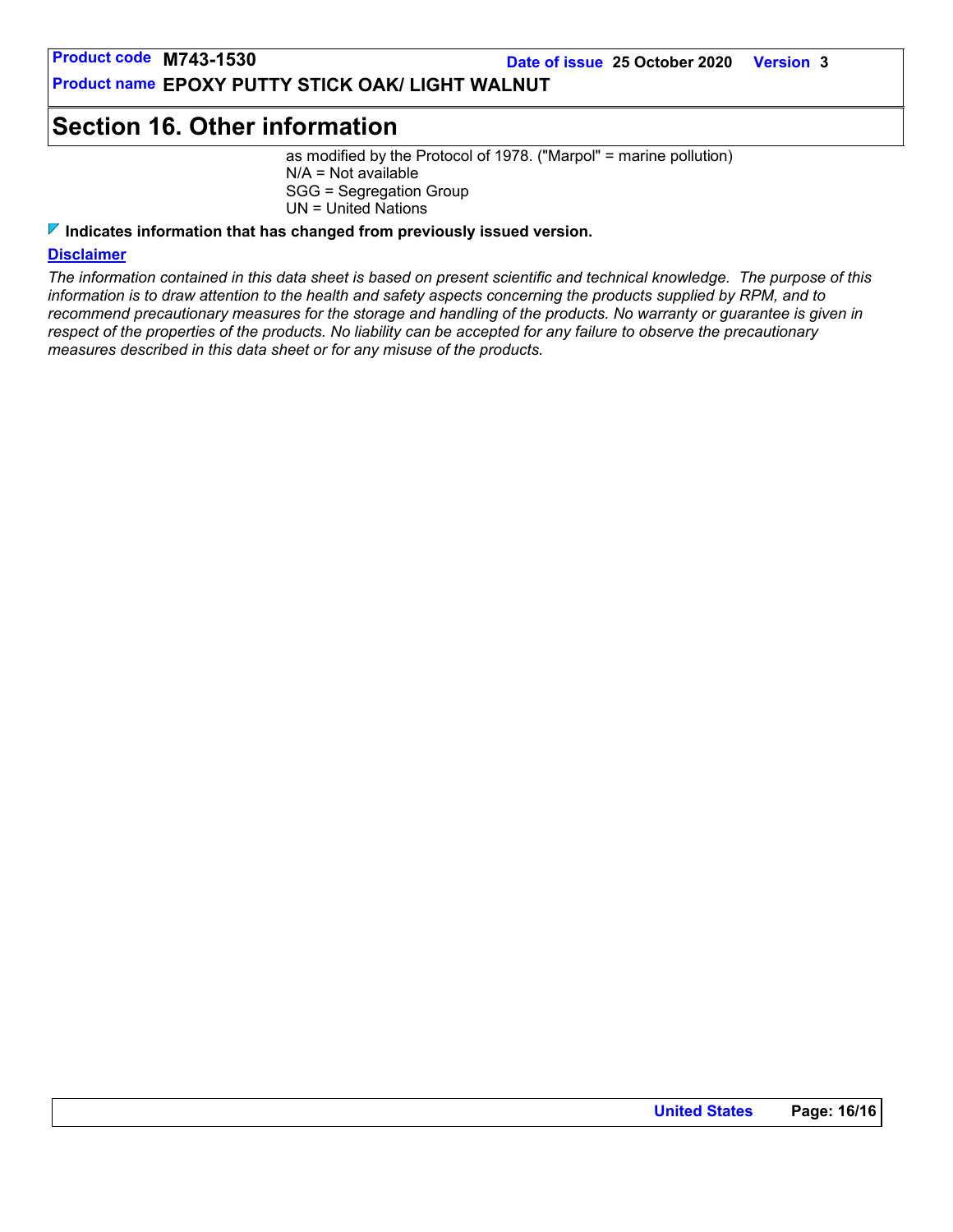## Section 16. Other information

as modified by the Protocol of 1978. ("Marpol" = marine pollution)
N/A = Not available
SGG = Segregation Group
UN = United Nations

**Indicates information that has changed from previously issued version.**

**Disclaimer**

*The information contained in this data sheet is based on present scientific and technical knowledge. The purpose of this information is to draw attention to the health and safety aspects concerning the products supplied by RPM, and to recommend precautionary measures for the storage and handling of the products. No warranty or guarantee is given in respect of the properties of the products. No liability can be accepted for any failure to observe the precautionary measures described in this data sheet or for any misuse of the products.*